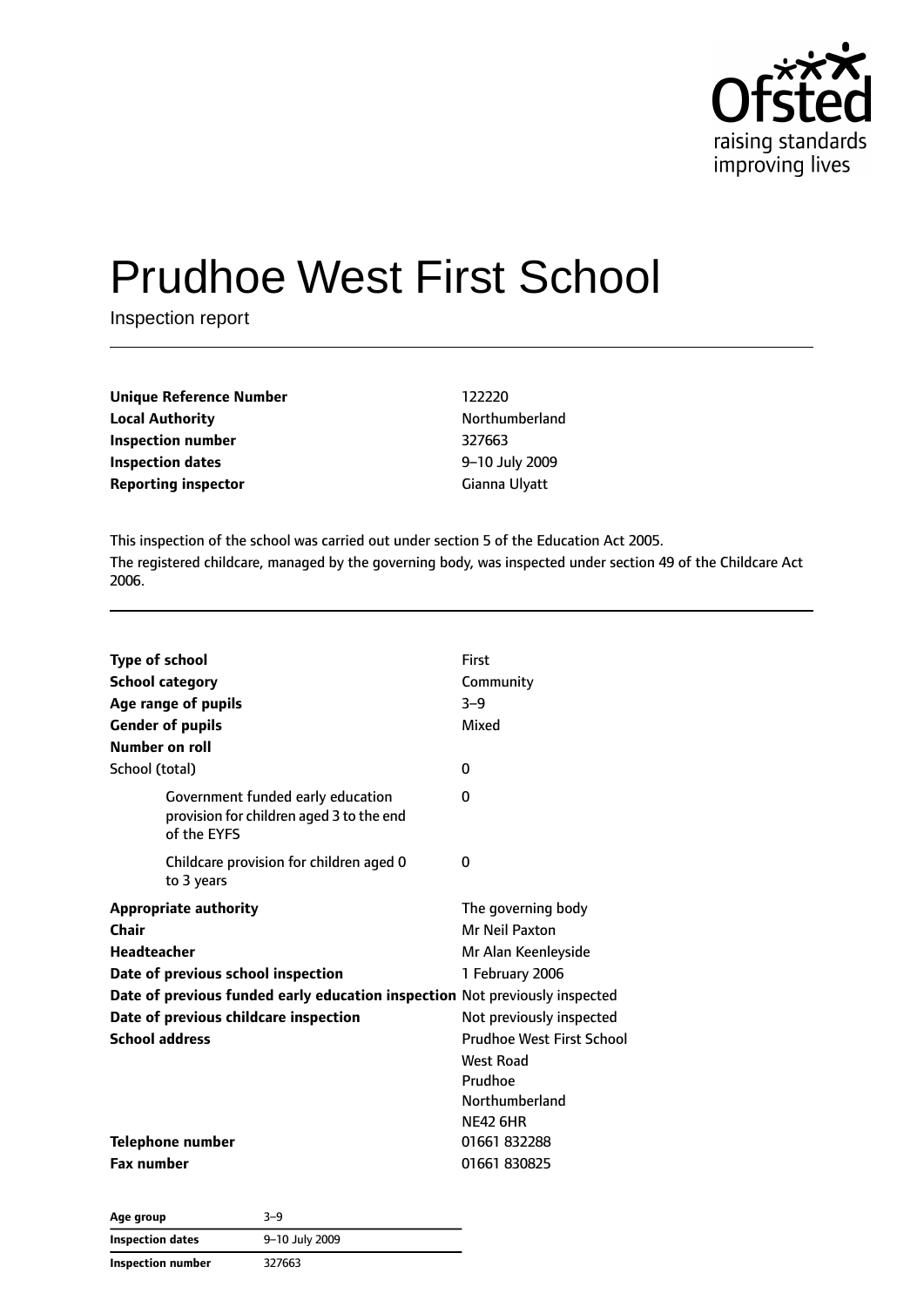# Prudhoe West First School

Inspection report

| | |
|---|---|
| **Unique Reference Number** | 122220 |
| **Local Authority** | Northumberland |
| **Inspection number** | 327663 |
| **Inspection dates** | 9–10 July 2009 |
| **Reporting inspector** | Gianna Ulyatt |

This inspection of the school was carried out under section 5 of the Education Act 2005.

The registered childcare, managed by the governing body, was inspected under section 49 of the Childcare Act 2006.

| | |
|---|---|
| **Type of school** | First |
| **School category** | Community |
| **Age range of pupils** | 3–9 |
| **Gender of pupils** | Mixed |
| **Number on roll** | |
| School (total) | 0 |
| Government funded early education provision for children aged 3 to the end of the EYFS | 0 |
| Childcare provision for children aged 0 to 3 years | 0 |
| **Appropriate authority** | The governing body |
| **Chair** | Mr Neil Paxton |
| **Headteacher** | Mr Alan Keenleyside |
| **Date of previous school inspection** | 1 February 2006 |
| **Date of previous funded early education inspection** | Not previously inspected |
| **Date of previous childcare inspection** | Not previously inspected |
| **School address** | Prudhoe West First School<br>West Road<br>Prudhoe<br>Northumberland<br>NE42 6HR |
| **Telephone number** | 01661 832288 |
| **Fax number** | 01661 830825 |

| | |
|---|---|
| **Age group** | 3–9 |
| **Inspection dates** | 9–10 July 2009 |
| **Inspection number** | 327663 |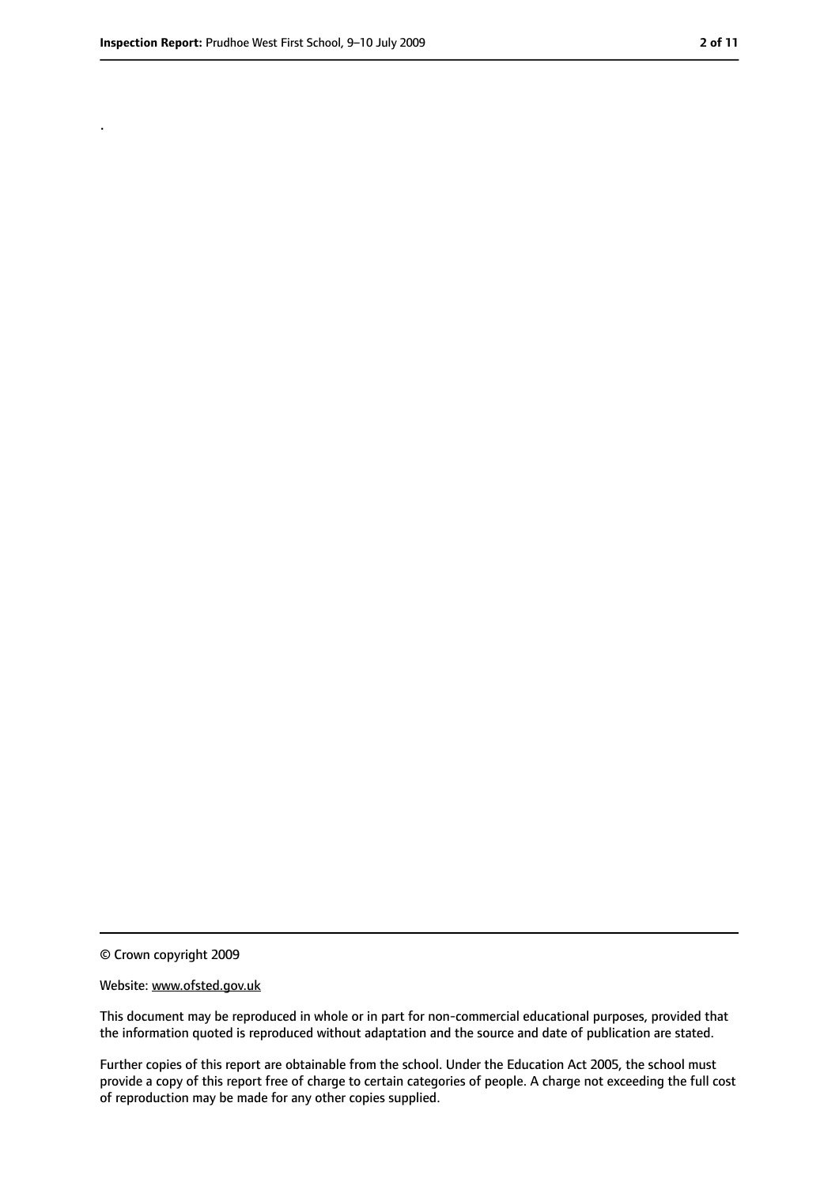.

© Crown copyright 2009

Website: www.ofsted.gov.uk

This document may be reproduced in whole or in part for non-commercial educational purposes, provided that the information quoted is reproduced without adaptation and the source and date of publication are stated.

Further copies of this report are obtainable from the school. Under the Education Act 2005, the school must provide a copy of this report free of charge to certain categories of people. A charge not exceeding the full cost of reproduction may be made for any other copies supplied.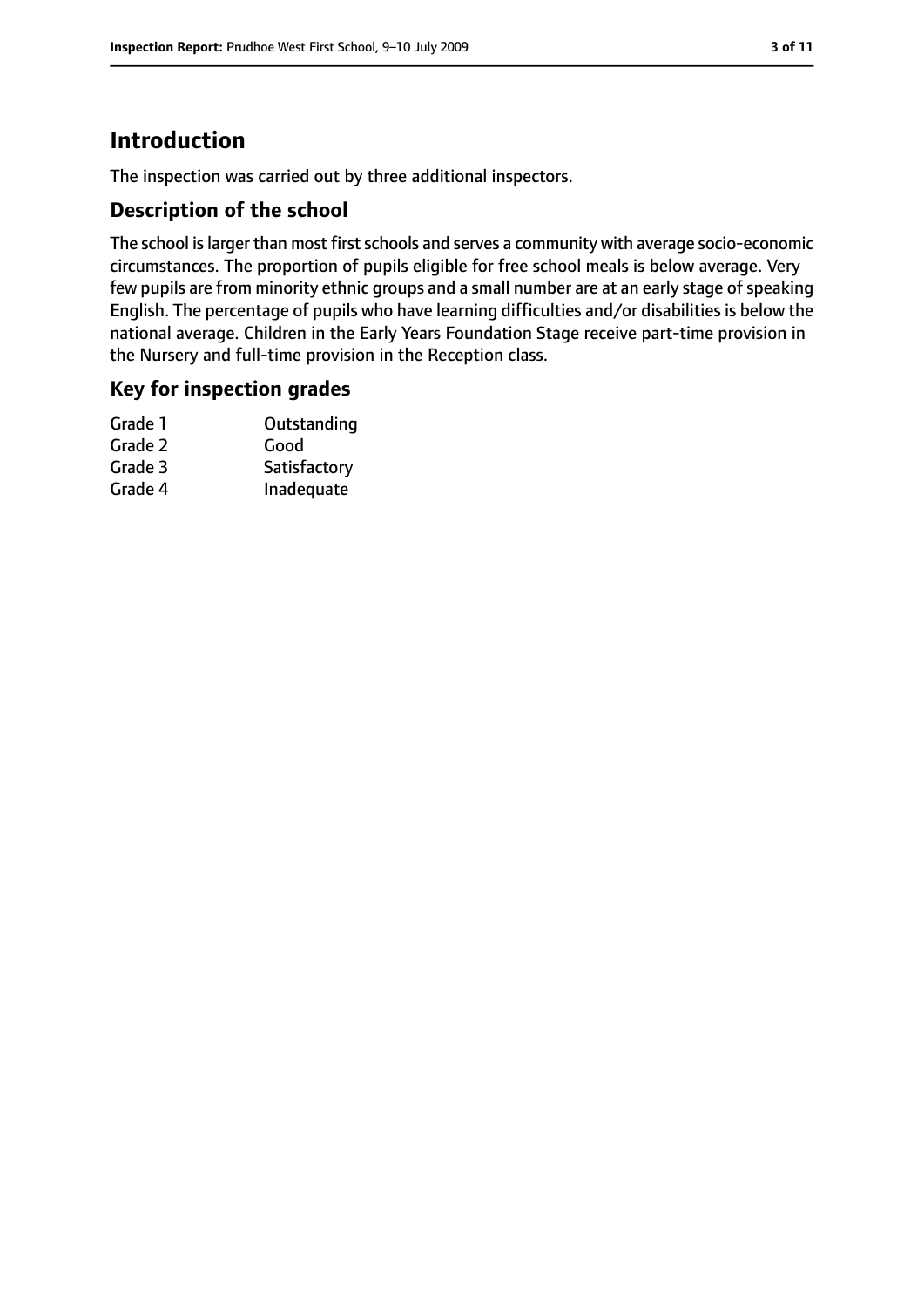# Introduction

The inspection was carried out by three additional inspectors.

## Description of the school

The school is larger than most first schools and serves a community with average socio-economic circumstances. The proportion of pupils eligible for free school meals is below average. Very few pupils are from minority ethnic groups and a small number are at an early stage of speaking English. The percentage of pupils who have learning difficulties and/or disabilities is below the national average. Children in the Early Years Foundation Stage receive part-time provision in the Nursery and full-time provision in the Reception class.

## Key for inspection grades

| | |
|---|---|
| Grade 1 | Outstanding |
| Grade 2 | Good |
| Grade 3 | Satisfactory |
| Grade 4 | Inadequate |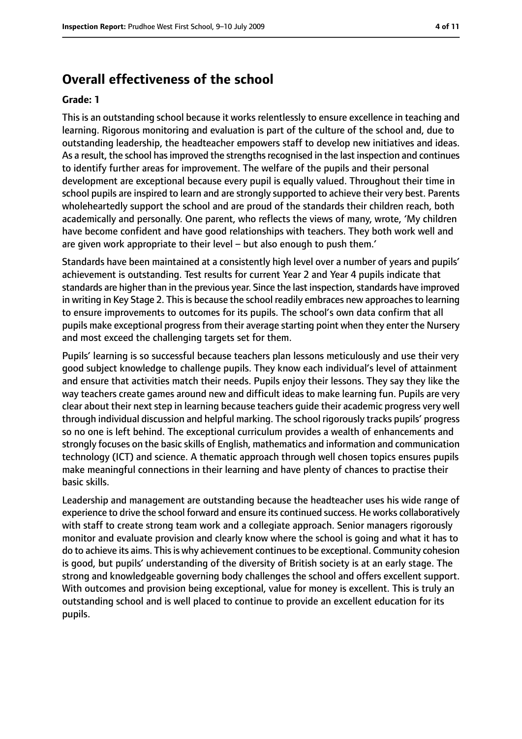## Overall effectiveness of the school

**Grade: 1**

This is an outstanding school because it works relentlessly to ensure excellence in teaching and learning. Rigorous monitoring and evaluation is part of the culture of the school and, due to outstanding leadership, the headteacher empowers staff to develop new initiatives and ideas. As a result, the school has improved the strengths recognised in the last inspection and continues to identify further areas for improvement. The welfare of the pupils and their personal development are exceptional because every pupil is equally valued. Throughout their time in school pupils are inspired to learn and are strongly supported to achieve their very best. Parents wholeheartedly support the school and are proud of the standards their children reach, both academically and personally. One parent, who reflects the views of many, wrote, 'My children have become confident and have good relationships with teachers. They both work well and are given work appropriate to their level – but also enough to push them.'

Standards have been maintained at a consistently high level over a number of years and pupils' achievement is outstanding. Test results for current Year 2 and Year 4 pupils indicate that standards are higher than in the previous year. Since the last inspection, standards have improved in writing in Key Stage 2. This is because the school readily embraces new approaches to learning to ensure improvements to outcomes for its pupils. The school's own data confirm that all pupils make exceptional progress from their average starting point when they enter the Nursery and most exceed the challenging targets set for them.

Pupils' learning is so successful because teachers plan lessons meticulously and use their very good subject knowledge to challenge pupils. They know each individual's level of attainment and ensure that activities match their needs. Pupils enjoy their lessons. They say they like the way teachers create games around new and difficult ideas to make learning fun. Pupils are very clear about their next step in learning because teachers guide their academic progress very well through individual discussion and helpful marking. The school rigorously tracks pupils' progress so no one is left behind. The exceptional curriculum provides a wealth of enhancements and strongly focuses on the basic skills of English, mathematics and information and communication technology (ICT) and science. A thematic approach through well chosen topics ensures pupils make meaningful connections in their learning and have plenty of chances to practise their basic skills.

Leadership and management are outstanding because the headteacher uses his wide range of experience to drive the school forward and ensure its continued success. He works collaboratively with staff to create strong team work and a collegiate approach. Senior managers rigorously monitor and evaluate provision and clearly know where the school is going and what it has to do to achieve its aims. This is why achievement continues to be exceptional. Community cohesion is good, but pupils' understanding of the diversity of British society is at an early stage. The strong and knowledgeable governing body challenges the school and offers excellent support. With outcomes and provision being exceptional, value for money is excellent. This is truly an outstanding school and is well placed to continue to provide an excellent education for its pupils.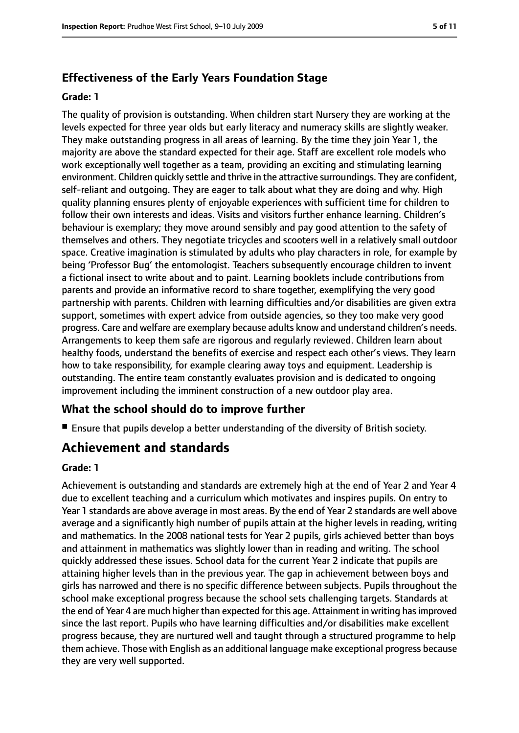### Effectiveness of the Early Years Foundation Stage

#### Grade: 1

The quality of provision is outstanding. When children start Nursery they are working at the levels expected for three year olds but early literacy and numeracy skills are slightly weaker. They make outstanding progress in all areas of learning. By the time they join Year 1, the majority are above the standard expected for their age. Staff are excellent role models who work exceptionally well together as a team, providing an exciting and stimulating learning environment. Children quickly settle and thrive in the attractive surroundings. They are confident, self-reliant and outgoing. They are eager to talk about what they are doing and why. High quality planning ensures plenty of enjoyable experiences with sufficient time for children to follow their own interests and ideas. Visits and visitors further enhance learning. Children's behaviour is exemplary; they move around sensibly and pay good attention to the safety of themselves and others. They negotiate tricycles and scooters well in a relatively small outdoor space. Creative imagination is stimulated by adults who play characters in role, for example by being 'Professor Bug' the entomologist. Teachers subsequently encourage children to invent a fictional insect to write about and to paint. Learning booklets include contributions from parents and provide an informative record to share together, exemplifying the very good partnership with parents. Children with learning difficulties and/or disabilities are given extra support, sometimes with expert advice from outside agencies, so they too make very good progress. Care and welfare are exemplary because adults know and understand children's needs. Arrangements to keep them safe are rigorous and regularly reviewed. Children learn about healthy foods, understand the benefits of exercise and respect each other's views. They learn how to take responsibility, for example clearing away toys and equipment. Leadership is outstanding. The entire team constantly evaluates provision and is dedicated to ongoing improvement including the imminent construction of a new outdoor play area.

### What the school should do to improve further

- Ensure that pupils develop a better understanding of the diversity of British society.

## Achievement and standards

#### Grade: 1

Achievement is outstanding and standards are extremely high at the end of Year 2 and Year 4 due to excellent teaching and a curriculum which motivates and inspires pupils. On entry to Year 1 standards are above average in most areas. By the end of Year 2 standards are well above average and a significantly high number of pupils attain at the higher levels in reading, writing and mathematics. In the 2008 national tests for Year 2 pupils, girls achieved better than boys and attainment in mathematics was slightly lower than in reading and writing. The school quickly addressed these issues. School data for the current Year 2 indicate that pupils are attaining higher levels than in the previous year. The gap in achievement between boys and girls has narrowed and there is no specific difference between subjects. Pupils throughout the school make exceptional progress because the school sets challenging targets. Standards at the end of Year 4 are much higher than expected for this age. Attainment in writing has improved since the last report. Pupils who have learning difficulties and/or disabilities make excellent progress because, they are nurtured well and taught through a structured programme to help them achieve. Those with English as an additional language make exceptional progress because they are very well supported.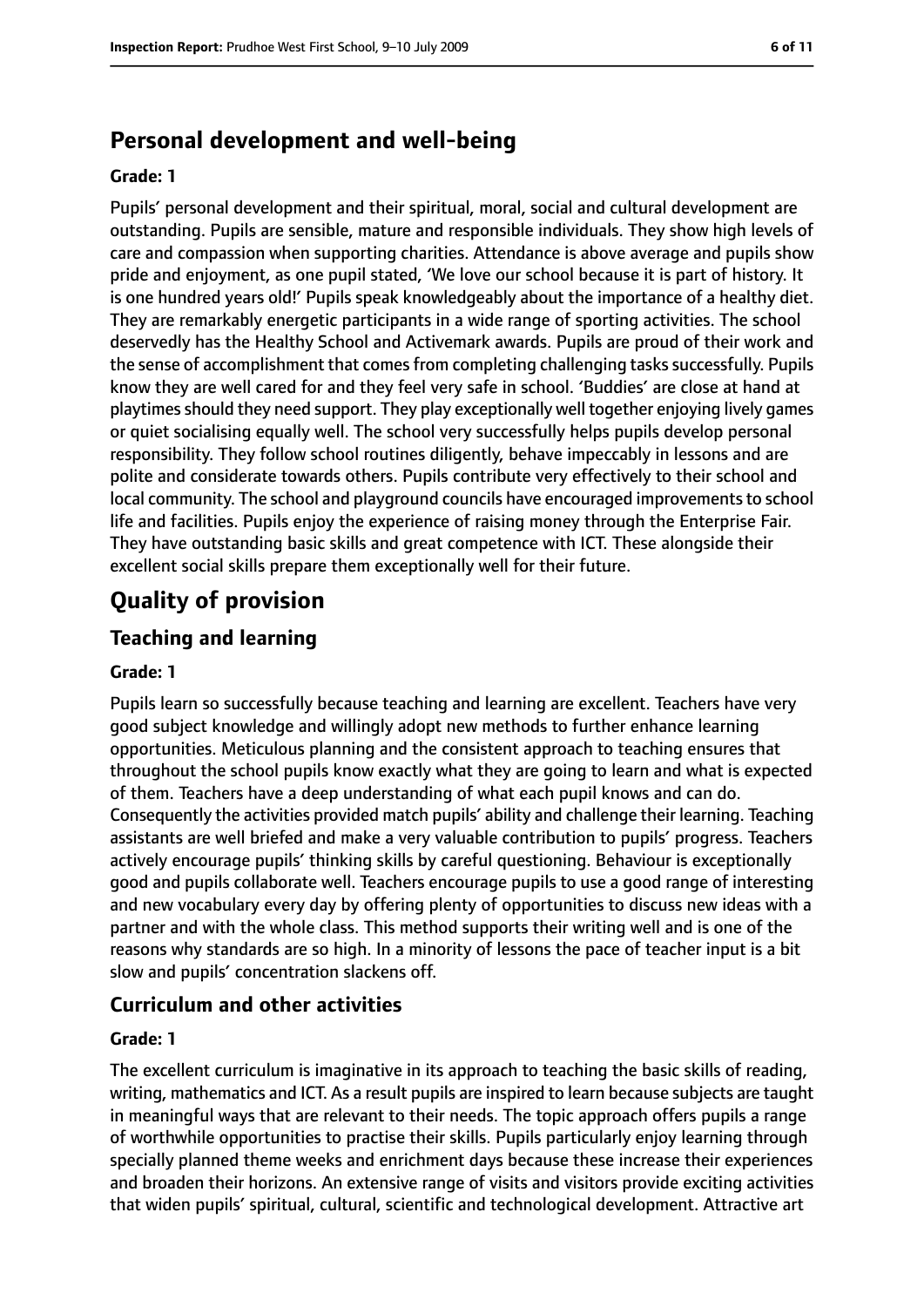## Personal development and well-being

**Grade: 1**

Pupils' personal development and their spiritual, moral, social and cultural development are outstanding. Pupils are sensible, mature and responsible individuals. They show high levels of care and compassion when supporting charities. Attendance is above average and pupils show pride and enjoyment, as one pupil stated, 'We love our school because it is part of history. It is one hundred years old!' Pupils speak knowledgeably about the importance of a healthy diet. They are remarkably energetic participants in a wide range of sporting activities. The school deservedly has the Healthy School and Activemark awards. Pupils are proud of their work and the sense of accomplishment that comes from completing challenging tasks successfully. Pupils know they are well cared for and they feel very safe in school. 'Buddies' are close at hand at playtimes should they need support. They play exceptionally well together enjoying lively games or quiet socialising equally well. The school very successfully helps pupils develop personal responsibility. They follow school routines diligently, behave impeccably in lessons and are polite and considerate towards others. Pupils contribute very effectively to their school and local community. The school and playground councils have encouraged improvements to school life and facilities. Pupils enjoy the experience of raising money through the Enterprise Fair. They have outstanding basic skills and great competence with ICT. These alongside their excellent social skills prepare them exceptionally well for their future.

# Quality of provision

## Teaching and learning

**Grade: 1**

Pupils learn so successfully because teaching and learning are excellent. Teachers have very good subject knowledge and willingly adopt new methods to further enhance learning opportunities. Meticulous planning and the consistent approach to teaching ensures that throughout the school pupils know exactly what they are going to learn and what is expected of them. Teachers have a deep understanding of what each pupil knows and can do. Consequently the activities provided match pupils' ability and challenge their learning. Teaching assistants are well briefed and make a very valuable contribution to pupils' progress. Teachers actively encourage pupils' thinking skills by careful questioning. Behaviour is exceptionally good and pupils collaborate well. Teachers encourage pupils to use a good range of interesting and new vocabulary every day by offering plenty of opportunities to discuss new ideas with a partner and with the whole class. This method supports their writing well and is one of the reasons why standards are so high. In a minority of lessons the pace of teacher input is a bit slow and pupils' concentration slackens off.

## Curriculum and other activities

**Grade: 1**

The excellent curriculum is imaginative in its approach to teaching the basic skills of reading, writing, mathematics and ICT. As a result pupils are inspired to learn because subjects are taught in meaningful ways that are relevant to their needs. The topic approach offers pupils a range of worthwhile opportunities to practise their skills. Pupils particularly enjoy learning through specially planned theme weeks and enrichment days because these increase their experiences and broaden their horizons. An extensive range of visits and visitors provide exciting activities that widen pupils' spiritual, cultural, scientific and technological development. Attractive art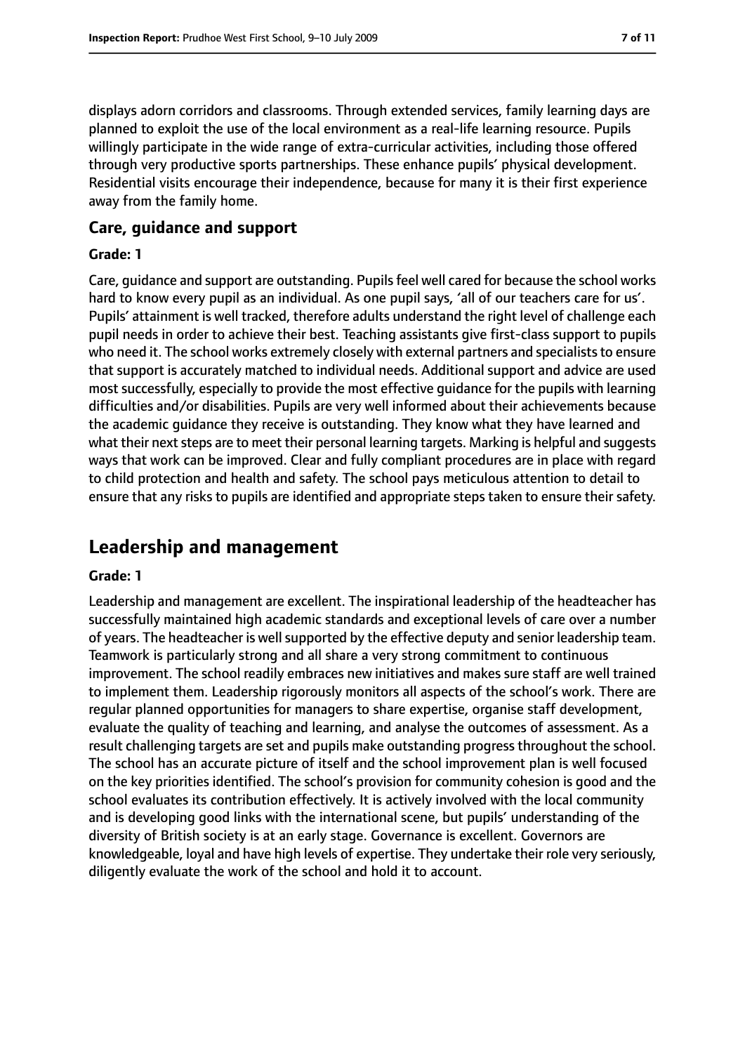displays adorn corridors and classrooms. Through extended services, family learning days are planned to exploit the use of the local environment as a real-life learning resource. Pupils willingly participate in the wide range of extra-curricular activities, including those offered through very productive sports partnerships. These enhance pupils' physical development. Residential visits encourage their independence, because for many it is their first experience away from the family home.

### Care, guidance and support

#### Grade: 1

Care, guidance and support are outstanding. Pupils feel well cared for because the school works hard to know every pupil as an individual. As one pupil says, 'all of our teachers care for us'. Pupils' attainment is well tracked, therefore adults understand the right level of challenge each pupil needs in order to achieve their best. Teaching assistants give first-class support to pupils who need it. The school works extremely closely with external partners and specialists to ensure that support is accurately matched to individual needs. Additional support and advice are used most successfully, especially to provide the most effective guidance for the pupils with learning difficulties and/or disabilities. Pupils are very well informed about their achievements because the academic guidance they receive is outstanding. They know what they have learned and what their next steps are to meet their personal learning targets. Marking is helpful and suggests ways that work can be improved. Clear and fully compliant procedures are in place with regard to child protection and health and safety. The school pays meticulous attention to detail to ensure that any risks to pupils are identified and appropriate steps taken to ensure their safety.

## Leadership and management

#### Grade: 1

Leadership and management are excellent. The inspirational leadership of the headteacher has successfully maintained high academic standards and exceptional levels of care over a number of years. The headteacher is well supported by the effective deputy and senior leadership team. Teamwork is particularly strong and all share a very strong commitment to continuous improvement. The school readily embraces new initiatives and makes sure staff are well trained to implement them. Leadership rigorously monitors all aspects of the school's work. There are regular planned opportunities for managers to share expertise, organise staff development, evaluate the quality of teaching and learning, and analyse the outcomes of assessment. As a result challenging targets are set and pupils make outstanding progress throughout the school. The school has an accurate picture of itself and the school improvement plan is well focused on the key priorities identified. The school's provision for community cohesion is good and the school evaluates its contribution effectively. It is actively involved with the local community and is developing good links with the international scene, but pupils' understanding of the diversity of British society is at an early stage. Governance is excellent. Governors are knowledgeable, loyal and have high levels of expertise. They undertake their role very seriously, diligently evaluate the work of the school and hold it to account.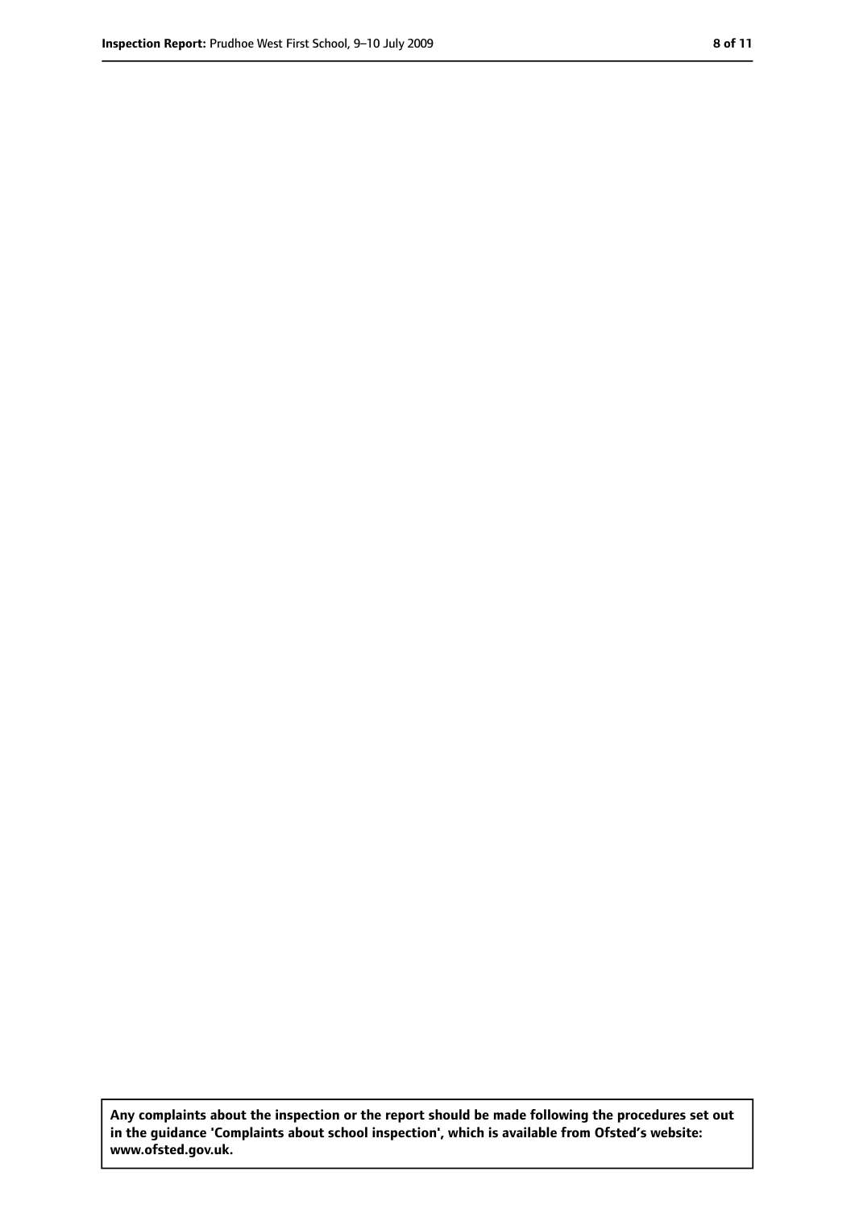**Any complaints about the inspection or the report should be made following the procedures set out in the guidance 'Complaints about school inspection', which is available from Ofsted's website: www.ofsted.gov.uk.**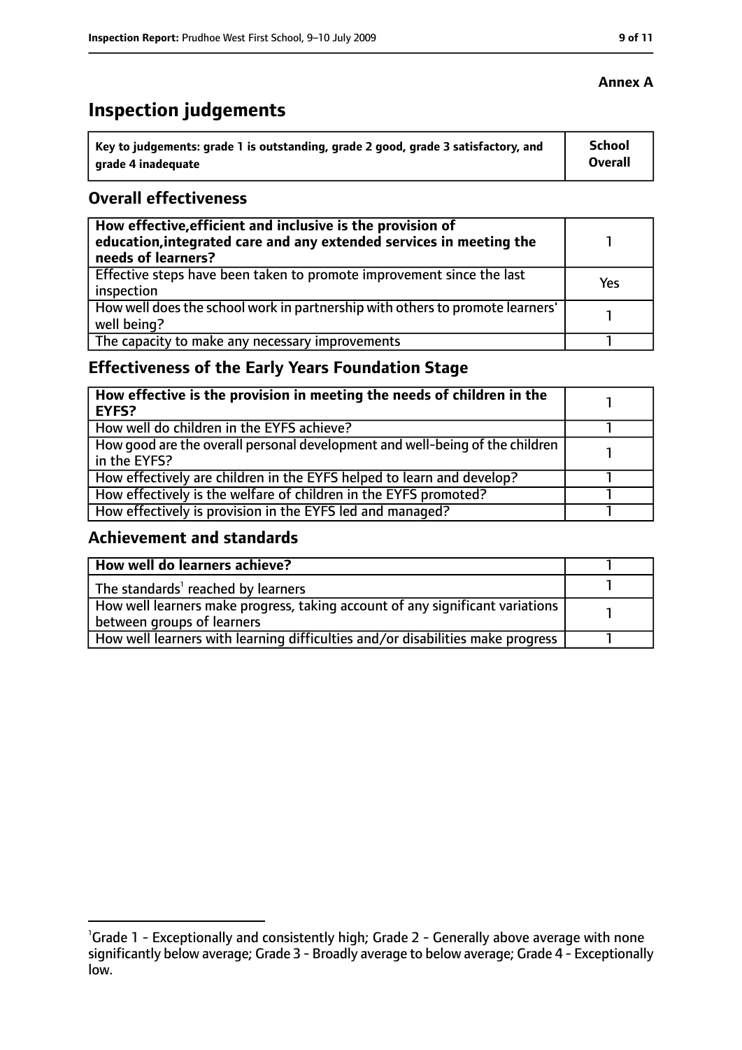**Annex A**

# Inspection judgements

| Key to judgements: grade 1 is outstanding, grade 2 good, grade 3 satisfactory, and grade 4 inadequate | School Overall |
|---|---|

## Overall effectiveness

| | |
|---|---|
| **How effective, efficient and inclusive is the provision of education, integrated care and any extended services in meeting the needs of learners?** | 1 |
| Effective steps have been taken to promote improvement since the last inspection | Yes |
| How well does the school work in partnership with others to promote learners' well being? | 1 |
| The capacity to make any necessary improvements | 1 |

## Effectiveness of the Early Years Foundation Stage

| | |
|---|---|
| **How effective is the provision in meeting the needs of children in the EYFS?** | 1 |
| How well do children in the EYFS achieve? | 1 |
| How good are the overall personal development and well-being of the children in the EYFS? | 1 |
| How effectively are children in the EYFS helped to learn and develop? | 1 |
| How effectively is the welfare of children in the EYFS promoted? | 1 |
| How effectively is provision in the EYFS led and managed? | 1 |

## Achievement and standards

| | |
|---|---|
| **How well do learners achieve?** | 1 |
| The standards[1] reached by learners | 1 |
| How well learners make progress, taking account of any significant variations between groups of learners | 1 |
| How well learners with learning difficulties and/or disabilities make progress | 1 |

[1] Grade 1 - Exceptionally and consistently high; Grade 2 - Generally above average with none significantly below average; Grade 3 - Broadly average to below average; Grade 4 - Exceptionally low.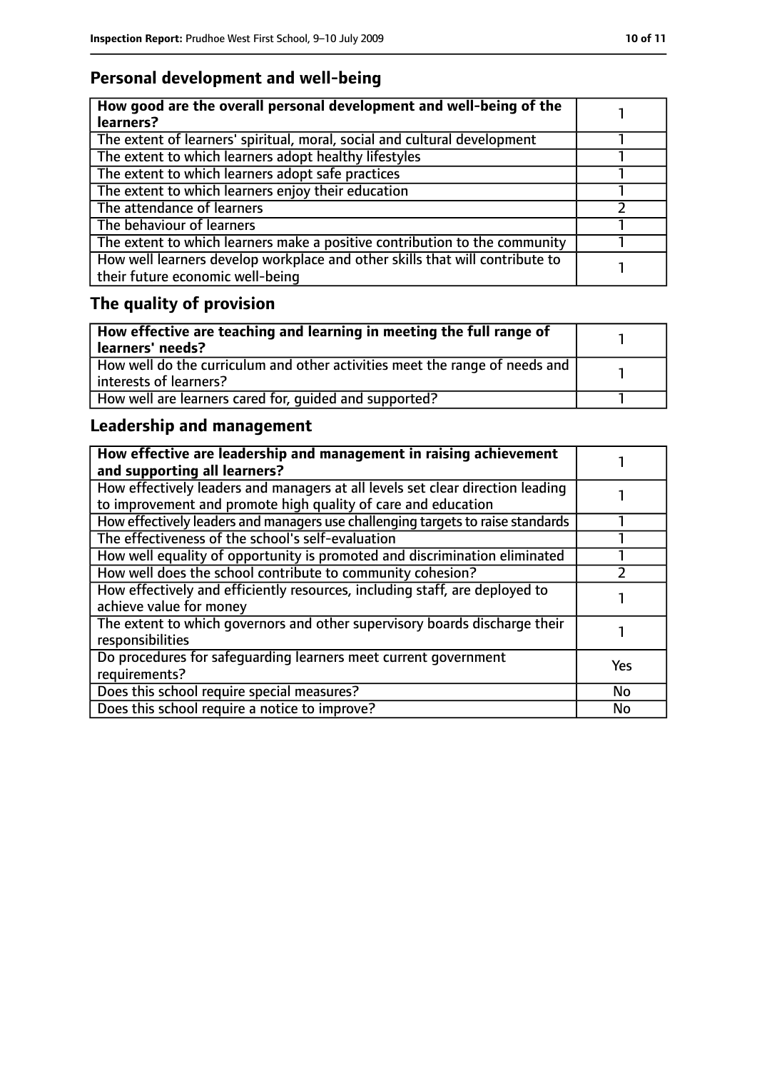## Personal development and well-being

| **How good are the overall personal development and well-being of the learners?** | 1 |
|---|---|
| The extent of learners' spiritual, moral, social and cultural development | 1 |
| The extent to which learners adopt healthy lifestyles | 1 |
| The extent to which learners adopt safe practices | 1 |
| The extent to which learners enjoy their education | 1 |
| The attendance of learners | 2 |
| The behaviour of learners | 1 |
| The extent to which learners make a positive contribution to the community | 1 |
| How well learners develop workplace and other skills that will contribute to their future economic well-being | 1 |

## The quality of provision

| **How effective are teaching and learning in meeting the full range of learners' needs?** | 1 |
|---|---|
| How well do the curriculum and other activities meet the range of needs and interests of learners? | 1 |
| How well are learners cared for, guided and supported? | 1 |

## Leadership and management

| **How effective are leadership and management in raising achievement and supporting all learners?** | 1 |
|---|---|
| How effectively leaders and managers at all levels set clear direction leading to improvement and promote high quality of care and education | 1 |
| How effectively leaders and managers use challenging targets to raise standards | 1 |
| The effectiveness of the school's self-evaluation | 1 |
| How well equality of opportunity is promoted and discrimination eliminated | 1 |
| How well does the school contribute to community cohesion? | 2 |
| How effectively and efficiently resources, including staff, are deployed to achieve value for money | 1 |
| The extent to which governors and other supervisory boards discharge their responsibilities | 1 |
| Do procedures for safeguarding learners meet current government requirements? | Yes |
| Does this school require special measures? | No |
| Does this school require a notice to improve? | No |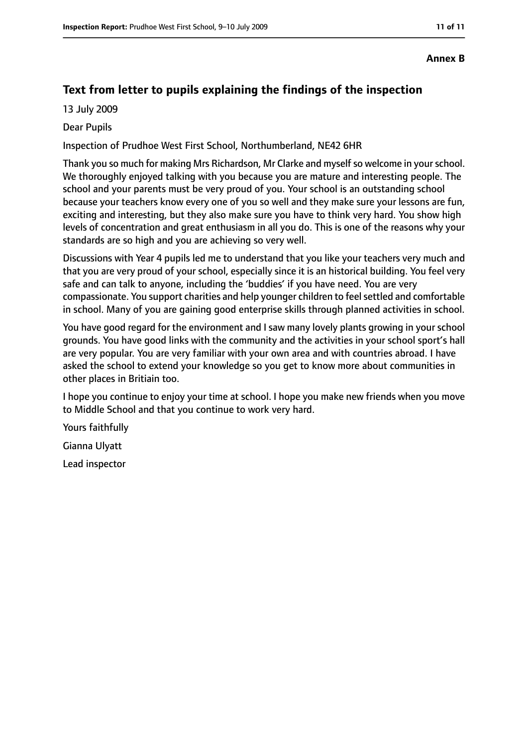**Annex B**

## Text from letter to pupils explaining the findings of the inspection

13 July 2009

Dear Pupils

Inspection of Prudhoe West First School, Northumberland, NE42 6HR

Thank you so much for making Mrs Richardson, Mr Clarke and myself so welcome in your school. We thoroughly enjoyed talking with you because you are mature and interesting people. The school and your parents must be very proud of you. Your school is an outstanding school because your teachers know every one of you so well and they make sure your lessons are fun, exciting and interesting, but they also make sure you have to think very hard. You show high levels of concentration and great enthusiasm in all you do. This is one of the reasons why your standards are so high and you are achieving so very well.

Discussions with Year 4 pupils led me to understand that you like your teachers very much and that you are very proud of your school, especially since it is an historical building. You feel very safe and can talk to anyone, including the 'buddies' if you have need. You are very compassionate. You support charities and help younger children to feel settled and comfortable in school. Many of you are gaining good enterprise skills through planned activities in school.

You have good regard for the environment and I saw many lovely plants growing in your school grounds. You have good links with the community and the activities in your school sport's hall are very popular. You are very familiar with your own area and with countries abroad. I have asked the school to extend your knowledge so you get to know more about communities in other places in Britiain too.

I hope you continue to enjoy your time at school. I hope you make new friends when you move to Middle School and that you continue to work very hard.

Yours faithfully

Gianna Ulyatt

Lead inspector